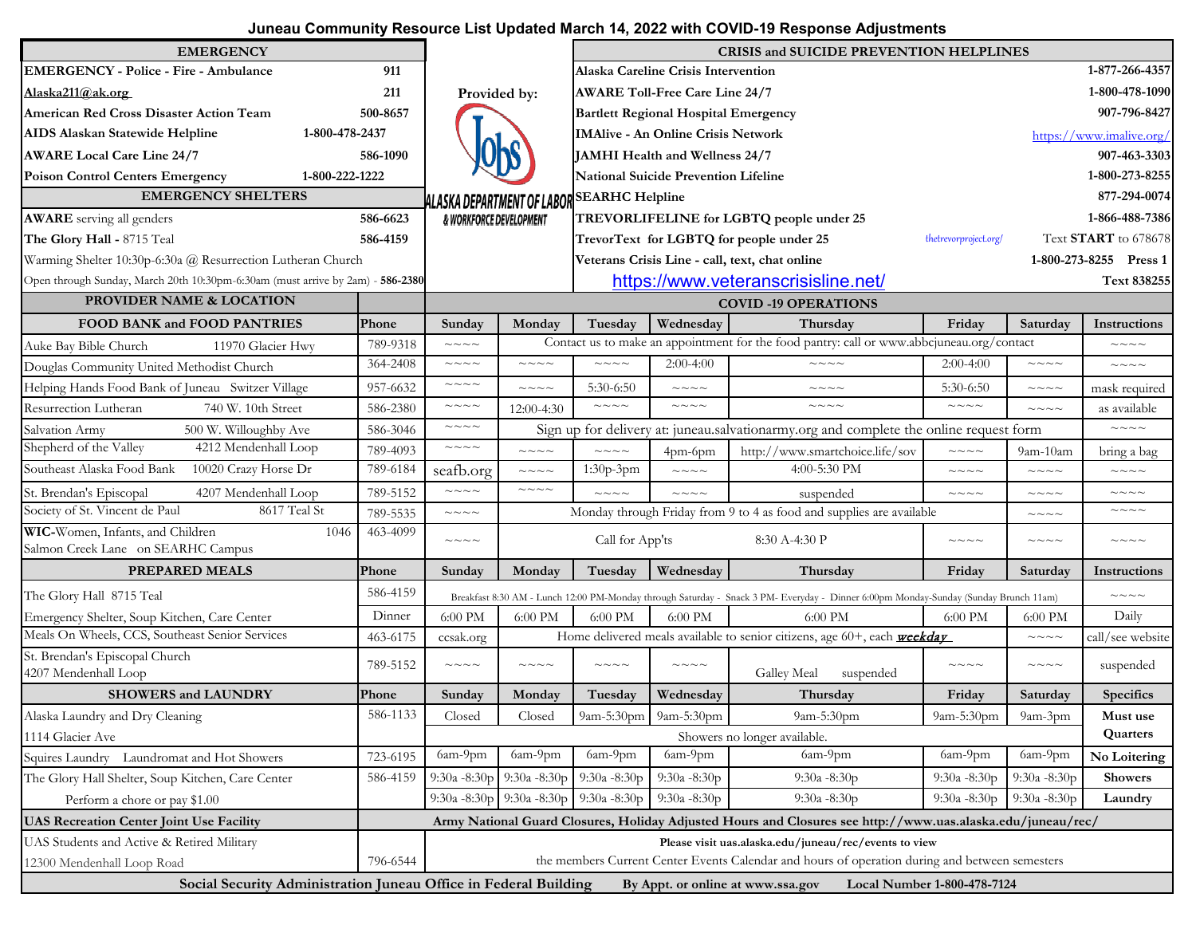# Juneau Community Resource List Updated March 14, 2022 with COVID-19 Response Adjustments

| EMERGENCY | |
|---|---|
| **EMERGENCY - Police - Fire - Ambulance** | **911** |
| **Alaska211@ak.org** | **211** |
| **American Red Cross Disaster Action Team** | **500-8657** |
| **AIDS Alaskan Statewide Helpline** | **1-800-478-2437** |
| **AWARE Local Care Line 24/7** | **586-1090** |
| **Poison Control Centers Emergency** | **1-800-222-1222** |

| EMERGENCY SHELTERS | |
|---|---|
| **AWARE** serving all genders | **586-6623** |
| **The Glory Hall -** 8715 Teal | **586-4159** |
| Warming Shelter 10:30p-6:30a @ Resurrection Lutheran Church | |
| Open through Sunday, March 20th 10:30pm-6:30am (must arrive by 2am) - **586-2380** | |

Provided by: Jobs ALASKA DEPARTMENT OF LABOR & WORKFORCE DEVELOPMENT

| CRISIS and SUICIDE PREVENTION HELPLINES | | |
|---|---|---|
| **Alaska Careline Crisis Intervention** | | **1-877-266-4357** |
| **AWARE Toll-Free Care Line 24/7** | | **1-800-478-1090** |
| **Bartlett Regional Hospital Emergency** | | **907-796-8427** |
| **IMAlive - An Online Crisis Network** | | https://www.imalive.org/ |
| **JAMHI Health and Wellness 24/7** | | **907-463-3303** |
| **National Suicide Prevention Lifeline** | | **1-800-273-8255** |
| **SEARHC Helpline** | | **877-294-0074** |
| **TREVORLIFELINE for LGBTQ people under 25** | | **1-866-488-7386** |
| **TrevorText for LGBTQ for people under 25** | thetrevorproject.org/ | Text **START** to 678678 |
| **Veterans Crisis Line - call, text, chat online** | | **1-800-273-8255 Press 1** |
| https://www.veteranscrisisline.net/ | | **Text 838255** |

| PROVIDER NAME & LOCATION | | COVID -19 OPERATIONS | | | | | | | |
|---|---|---|---|---|---|---|---|---|---|
| **FOOD BANK and FOOD PANTRIES** | **Phone** | **Sunday** | **Monday** | **Tuesday** | **Wednesday** | **Thursday** | **Friday** | **Saturday** | **Instructions** |
| Auke Bay Bible Church 11970 Glacier Hwy | 789-9318 | ~~~~ | Contact us to make an appointment for the food pantry: call or www.abbcjuneau.org/contact | | | | | | ~~~~ |
| Douglas Community United Methodist Church | 364-2408 | ~~~~ | ~~~~ | ~~~~ | 2:00-4:00 | ~~~~ | 2:00-4:00 | ~~~~ | ~~~~ |
| Helping Hands Food Bank of Juneau Switzer Village | 957-6632 | ~~~~ | ~~~~ | 5:30-6:50 | ~~~~ | ~~~~ | 5:30-6:50 | ~~~~ | mask required |
| Resurrection Lutheran 740 W. 10th Street | 586-2380 | ~~~~ | 12:00-4:30 | ~~~~ | ~~~~ | ~~~~ | ~~~~ | ~~~~ | as available |
| Salvation Army 500 W. Willoughby Ave | 586-3046 | ~~~~ | Sign up for delivery at: juneau.salvationarmy.org and complete the online request form | | | | | | ~~~~ |
| Shepherd of the Valley 4212 Mendenhall Loop | 789-4093 | ~~~~ | ~~~~ | ~~~~ | 4pm-6pm | http://www.smartchoice.life/sov | ~~~~ | 9am-10am | bring a bag |
| Southeast Alaska Food Bank 10020 Crazy Horse Dr | 789-6184 | seafb.org | ~~~~ | 1:30p-3pm | ~~~~ | 4:00-5:30 PM | ~~~~ | ~~~~ | ~~~~ |
| St. Brendan's Episcopal 4207 Mendenhall Loop | 789-5152 | ~~~~ | ~~~~ | ~~~~ | ~~~~ | suspended | ~~~~ | ~~~~ | ~~~~ |
| Society of St. Vincent de Paul 8617 Teal St | 789-5535 | ~~~~ | Monday through Friday from 9 to 4 as food and supplies are available | | | | | ~~~~ | ~~~~ |
| **WIC**-Women, Infants, and Children 1046 Salmon Creek Lane on SEARHC Campus | 463-4099 | ~~~~ | Call for App'ts | | | 8:30 A-4:30 P | ~~~~ | ~~~~ | ~~~~ |
| **PREPARED MEALS** | **Phone** | **Sunday** | **Monday** | **Tuesday** | **Wednesday** | **Thursday** | **Friday** | **Saturday** | **Instructions** |
| The Glory Hall 8715 Teal | 586-4159 | Breakfast 8:30 AM - Lunch 12:00 PM-Monday through Saturday - Snack 3 PM- Everyday - Dinner 6:00pm Monday-Sunday (Sunday Brunch 11am) | | | | | | | ~~~~ |
| Emergency Shelter, Soup Kitchen, Care Center | Dinner | 6:00 PM | 6:00 PM | 6:00 PM | 6:00 PM | 6:00 PM | 6:00 PM | 6:00 PM | Daily |
| Meals On Wheels, CCS, Southeast Senior Services | 463-6175 | ccsak.org | Home delivered meals available to senior citizens, age 60+, each ***weekday*** | | | | | ~~~~ | call/see website |
| St. Brendan's Episcopal Church 4207 Mendenhall Loop | 789-5152 | ~~~~ | ~~~~ | ~~~~ | ~~~~ | Galley Meal suspended | ~~~~ | ~~~~ | suspended |
| **SHOWERS and LAUNDRY** | **Phone** | **Sunday** | **Monday** | **Tuesday** | **Wednesday** | **Thursday** | **Friday** | **Saturday** | **Specifics** |
| Alaska Laundry and Dry Cleaning | 586-1133 | Closed | Closed | 9am-5:30pm | 9am-5:30pm | 9am-5:30pm | 9am-5:30pm | 9am-3pm | **Must use** |
| 1114 Glacier Ave | | Showers no longer available. | | | | | | | **Quarters** |
| Squires Laundry Laundromat and Hot Showers | 723-6195 | 6am-9pm | 6am-9pm | 6am-9pm | 6am-9pm | 6am-9pm | 6am-9pm | 6am-9pm | **No Loitering** |
| The Glory Hall Shelter, Soup Kitchen, Care Center | 586-4159 | 9:30a -8:30p | 9:30a -8:30p | 9:30a -8:30p | 9:30a -8:30p | 9:30a -8:30p | 9:30a -8:30p | 9:30a -8:30p | **Showers** |
| Perform a chore or pay $1.00 | | 9:30a -8:30p | 9:30a -8:30p | 9:30a -8:30p | 9:30a -8:30p | 9:30a -8:30p | 9:30a -8:30p | 9:30a -8:30p | **Laundry** |
| **UAS Recreation Center Joint Use Facility** | **Army National Guard Closures, Holiday Adjusted Hours and Closures see http://www.uas.alaska.edu/juneau/rec/** | | | | | | | | |
| UAS Students and Active & Retired Military | | **Please visit uas.alaska.edu/juneau/rec/events to view** | | | | | | | |
| 12300 Mendenhall Loop Road | 796-6544 | the members Current Center Events Calendar and hours of operation during and between semesters | | | | | | | |

**Social Security Administration Juneau Office in Federal Building** **By Appt. or online at www.ssa.gov** **Local Number 1-800-478-7124**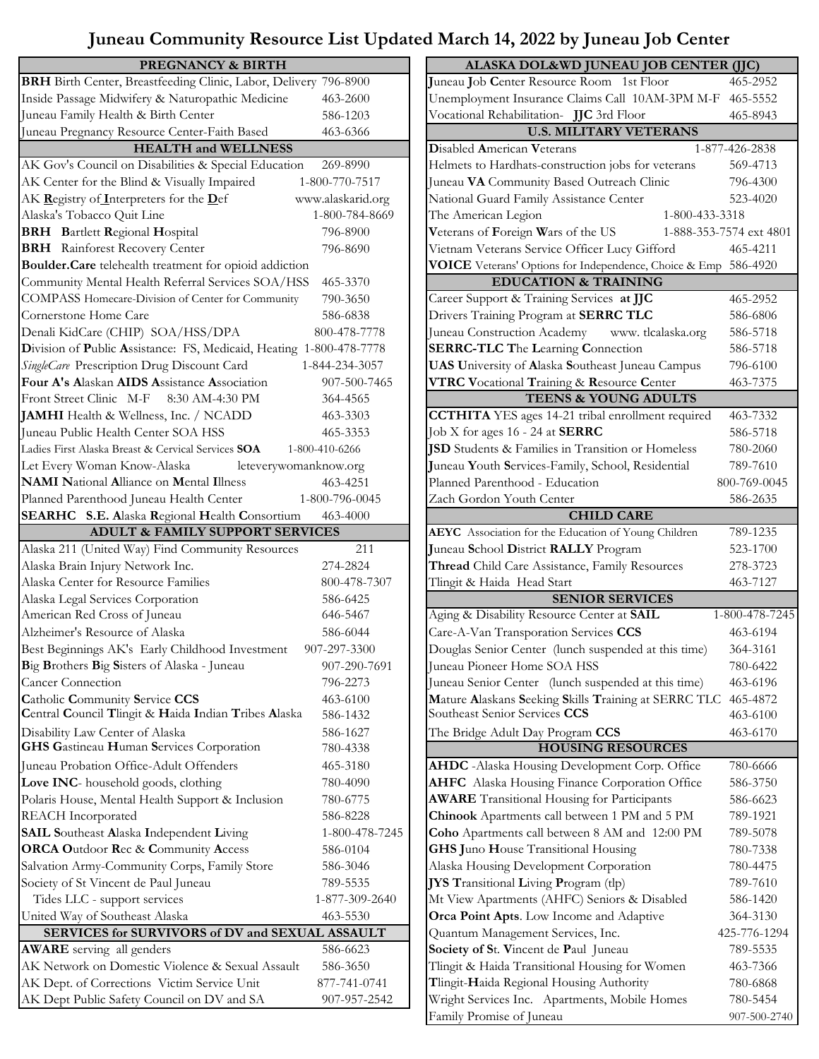# Juneau Community Resource List Updated March 14, 2022 by Juneau Job Center

| PREGNANCY & BIRTH | |
|---|---|
| **BRH** Birth Center, Breastfeeding Clinic, Labor, Delivery | 796-8900 |
| Inside Passage Midwifery & Naturopathic Medicine | 463-2600 |
| Juneau Family Health & Birth Center | 586-1203 |
| Juneau Pregnancy Resource Center-Faith Based | 463-6366 |

| HEALTH and WELLNESS | |
|---|---|
| AK Gov's Council on Disabilities & Special Education | 269-8990 |
| AK Center for the Blind & Visually Impaired | 1-800-770-7517 |
| AK **R**egistry of **I**nterpreters for the **D**ef | www.alaskarid.org |
| Alaska's Tobacco Quit Line | 1-800-784-8669 |
| **BRH** **B**artlett **R**egional **H**ospital | 796-8900 |
| **BRH** Rainforest Recovery Center | 796-8690 |
| **Boulder.Care** telehealth treatment for opioid addiction | |
| Community Mental Health Referral Services SOA/HSS | 465-3370 |
| COMPASS Homecare-Division of Center for Community | 790-3650 |
| Cornerstone Home Care | 586-6838 |
| Denali KidCare (CHIP) SOA/HSS/DPA | 800-478-7778 |
| **D**ivision of **P**ublic **A**ssistance: FS, Medicaid, Heating | 1-800-478-7778 |
| *SingleCare* Prescription Drug Discount Card | 1-844-234-3057 |
| **Four A's A**laskan **AIDS A**ssistance **A**ssociation | 907-500-7465 |
| Front Street Clinic M-F 8:30 AM-4:30 PM | 364-4565 |
| **JAMHI** Health & Wellness, Inc. / NCADD | 463-3303 |
| Juneau Public Health Center SOA HSS | 465-3353 |
| Ladies First Alaska Breast & Cervical Services **SOA** | 1-800-410-6266 |
| Let Every Woman Know-Alaska | leteverywomanknow.org |
| **NAMI N**ational **A**lliance on **M**ental **I**llness | 463-4251 |
| Planned Parenthood Juneau Health Center | 1-800-796-0045 |
| **SEARHC S.E. A**laska **R**egional **H**ealth **C**onsortium | 463-4000 |

| ADULT & FAMILY SUPPORT SERVICES | |
|---|---|
| Alaska 211 (United Way) Find Community Resources | 211 |
| Alaska Brain Injury Network Inc. | 274-2824 |
| Alaska Center for Resource Families | 800-478-7307 |
| Alaska Legal Services Corporation | 586-6425 |
| American Red Cross of Juneau | 646-5467 |
| Alzheimer's Resource of Alaska | 586-6044 |
| Best Beginnings AK's Early Childhood Investment | 907-297-3300 |
| **B**ig **B**rothers **B**ig **S**isters of Alaska - Juneau | 907-290-7691 |
| Cancer Connection | 796-2273 |
| **C**atholic **C**ommunity **S**ervice **CCS** | 463-6100 |
| **C**entral **C**ouncil **T**lingit & **H**aida **I**ndian **T**ribes **A**laska | 586-1432 |
| Disability Law Center of Alaska | 586-1627 |
| **GHS G**astineau **H**uman **S**ervices Corporation | 780-4338 |
| Juneau Probation Office-Adult Offenders | 465-3180 |
| **Love INC**- household goods, clothing | 780-4090 |
| Polaris House, Mental Health Support & Inclusion | 780-6775 |
| REACH Incorporated | 586-8228 |
| **SAIL S**outheast **A**laska **I**ndependent **L**iving | 1-800-478-7245 |
| **ORCA O**utdoor **R**ec & **C**ommunity **A**ccess | 586-0104 |
| Salvation Army-Community Corps, Family Store | 586-3046 |
| Society of St Vincent de Paul Juneau | 789-5535 |
| Tides LLC - support services | 1-877-309-2640 |
| United Way of Southeast Alaska | 463-5530 |

| SERVICES for SURVIVORS of DV and SEXUAL ASSAULT | |
|---|---|
| **AWARE** serving all genders | 586-6623 |
| AK Network on Domestic Violence & Sexual Assault | 586-3650 |
| AK Dept. of Corrections Victim Service Unit | 877-741-0741 |
| AK Dept Public Safety Council on DV and SA | 907-957-2542 |

| ALASKA DOL&WD JUNEAU JOB CENTER (JJC) | |
|---|---|
| **J**uneau **J**ob **C**enter Resource Room 1st Floor | 465-2952 |
| Unemployment Insurance Claims Call 10AM-3PM M-F | 465-5552 |
| Vocational Rehabilitation- **JJC** 3rd Floor | 465-8943 |

| U.S. MILITARY VETERANS | |
|---|---|
| **D**isabled **A**merican **V**eterans | 1-877-426-2838 |
| Helmets to Hardhats-construction jobs for veterans | 569-4713 |
| Juneau **VA** Community Based Outreach Clinic | 796-4300 |
| National Guard Family Assistance Center | 523-4020 |
| The American Legion | 1-800-433-3318 |
| **V**eterans of **F**oreign **W**ars of the US | 1-888-353-7574 ext 4801 |
| Vietnam Veterans Service Officer Lucy Gifford | 465-4211 |
| **VOICE** Veterans' Options for Independence, Choice & Emp | 586-4920 |

| EDUCATION & TRAINING | |
|---|---|
| Career Support & Training Services **at JJC** | 465-2952 |
| Drivers Training Program at **SERRC TLC** | 586-6806 |
| Juneau Construction Academy www. tlcalaska.org | 586-5718 |
| **SERRC-TLC T**he **L**earning **C**onnection | 586-5718 |
| **UAS U**niversity of **A**laska **S**outheast Juneau Campus | 796-6100 |
| **VTRC V**ocational **T**raining & **R**esource **C**enter | 463-7375 |

| TEENS & YOUNG ADULTS | |
|---|---|
| **CCTHITA** YES ages 14-21 tribal enrollment required | 463-7332 |
| Job X for ages 16 - 24 at **SERRC** | 586-5718 |
| **JSD** Students & Families in Transition or Homeless | 780-2060 |
| **J**uneau **Y**outh **S**ervices-Family, School, Residential | 789-7610 |
| Planned Parenthood - Education | 800-769-0045 |
| Zach Gordon Youth Center | 586-2635 |

| CHILD CARE | |
|---|---|
| **AEYC** Association for the Education of Young Children | 789-1235 |
| **J**uneau **S**chool **D**istrict **RALLY** Program | 523-1700 |
| **Thread** Child Care Assistance, Family Resources | 278-3723 |
| Tlingit & Haida Head Start | 463-7127 |

| SENIOR SERVICES | |
|---|---|
| Aging & Disability Resource Center at **SAIL** | 1-800-478-7245 |
| Care-A-Van Transporation Services **CCS** | 463-6194 |
| Douglas Senior Center (lunch suspended at this time) | 364-3161 |
| Juneau Pioneer Home SOA HSS | 780-6422 |
| Juneau Senior Center (lunch suspended at this time) | 463-6196 |
| **M**ature **A**laskans **S**eeking **S**kills **T**raining at SERRC TLC | 465-4872 |
| Southeast Senior Services **CCS** | 463-6100 |
| The Bridge Adult Day Program **CCS** | 463-6170 |

| HOUSING RESOURCES | |
|---|---|
| **AHDC** -Alaska Housing Development Corp. Office | 780-6666 |
| **AHFC** Alaska Housing Finance Corporation Office | 586-3750 |
| **AWARE** Transitional Housing for Participants | 586-6623 |
| **Chinook** Apartments call between 1 PM and 5 PM | 789-1921 |
| **Coho** Apartments call between 8 AM and 12:00 PM | 789-5078 |
| **GHS J**uno **H**ouse Transitional Housing | 780-7338 |
| Alaska Housing Development Corporation | 780-4475 |
| **JYS T**ransitional **L**iving **P**rogram (tlp) | 789-7610 |
| Mt View Apartments (AHFC) Seniors & Disabled | 586-1420 |
| **Orca Point Apts**. Low Income and Adaptive | 364-3130 |
| Quantum Management Services, Inc. | 425-776-1294 |
| **Society of S**t. **V**incent de **P**aul Juneau | 789-5535 |
| Tlingit & Haida Transitional Housing for Women | 463-7366 |
| **T**lingit-**H**aida Regional Housing Authority | 780-6868 |
| Wright Services Inc. Apartments, Mobile Homes | 780-5454 |
| Family Promise of Juneau | 907-500-2740 |